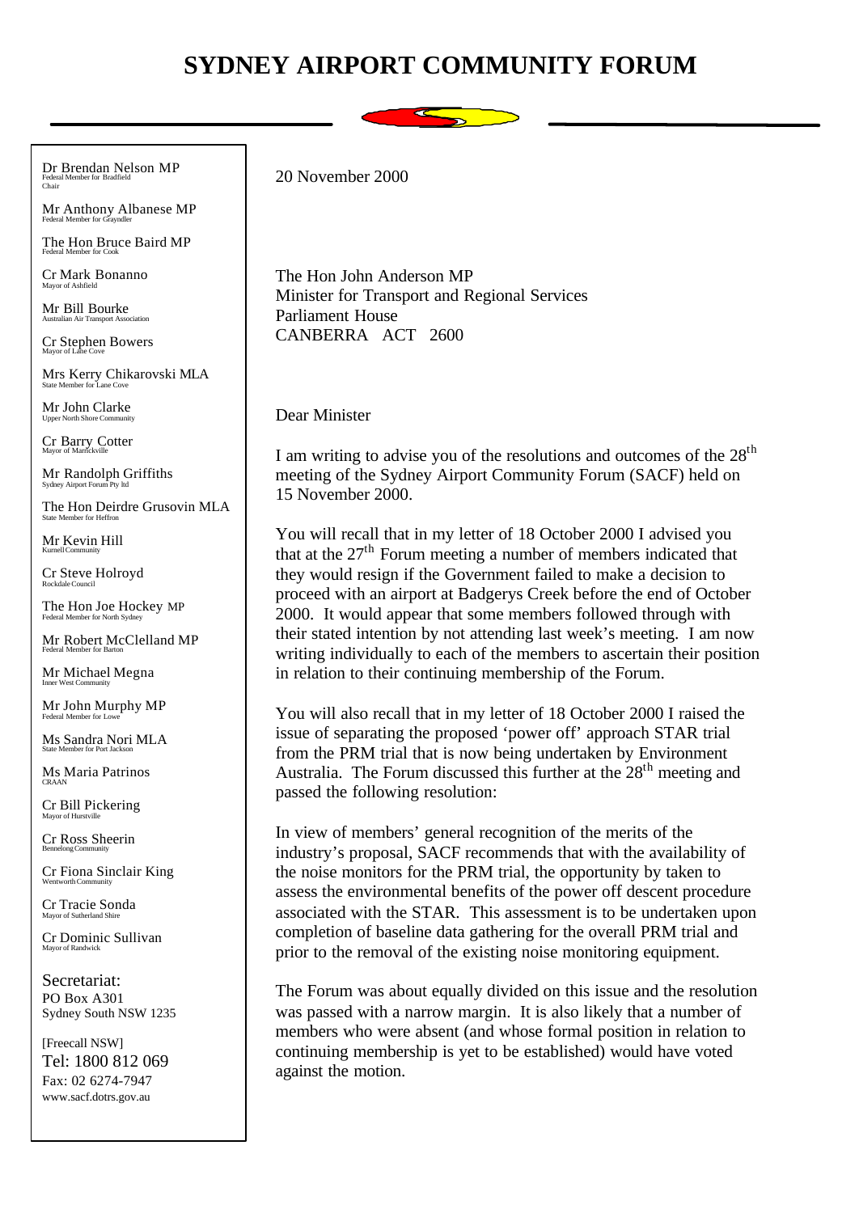# SYDNEY AIRPORT COMMUNITY FORUM

Dr Brendan Nelson MP
Federal Member for Bradfield
Chair

Mr Anthony Albanese MP
Federal Member for Grayndler

The Hon Bruce Baird MP
Federal Member for Cook

Cr Mark Bonanno
Mayor of Ashfield

Mr Bill Bourke
Australian Air Transport Association

Cr Stephen Bowers
Mayor of Lane Cove

Mrs Kerry Chikarovski MLA
State Member for Lane Cove

Mr John Clarke
Upper North Shore Community

Cr Barry Cotter
Mayor of Marrickville

Mr Randolph Griffiths
Sydney Airport Forum Pty ltd

The Hon Deirdre Grusovin MLA
State Member for Heffron

Mr Kevin Hill
Kurnell Community

Cr Steve Holroyd
Rockdale Council

The Hon Joe Hockey MP
Federal Member for North Sydney

Mr Robert McClelland MP
Federal Member for Barton

Mr Michael Megna
Inner West Community

Mr John Murphy MP
Federal Member for Lowe

Ms Sandra Nori MLA
State Member for Port Jackson

Ms Maria Patrinos
CRAAN

Cr Bill Pickering
Mayor of Hurstville

Cr Ross Sheerin
Bennelong Community

Cr Fiona Sinclair King
Wentworth Community

Cr Tracie Sonda
Mayor of Sutherland Shire

Cr Dominic Sullivan
Mayor of Randwick

Secretariat:
PO Box A301
Sydney South NSW 1235

[Freecall NSW]
Tel: 1800 812 069
Fax: 02 6274-7947
www.sacf.dotrs.gov.au

20 November 2000

The Hon John Anderson MP
Minister for Transport and Regional Services
Parliament House
CANBERRA ACT 2600

Dear Minister

I am writing to advise you of the resolutions and outcomes of the 28th meeting of the Sydney Airport Community Forum (SACF) held on 15 November 2000.

You will recall that in my letter of 18 October 2000 I advised you that at the 27th Forum meeting a number of members indicated that they would resign if the Government failed to make a decision to proceed with an airport at Badgerys Creek before the end of October 2000. It would appear that some members followed through with their stated intention by not attending last week's meeting. I am now writing individually to each of the members to ascertain their position in relation to their continuing membership of the Forum.

You will also recall that in my letter of 18 October 2000 I raised the issue of separating the proposed 'power off' approach STAR trial from the PRM trial that is now being undertaken by Environment Australia. The Forum discussed this further at the 28th meeting and passed the following resolution:

In view of members' general recognition of the merits of the industry's proposal, SACF recommends that with the availability of the noise monitors for the PRM trial, the opportunity by taken to assess the environmental benefits of the power off descent procedure associated with the STAR. This assessment is to be undertaken upon completion of baseline data gathering for the overall PRM trial and prior to the removal of the existing noise monitoring equipment.

The Forum was about equally divided on this issue and the resolution was passed with a narrow margin. It is also likely that a number of members who were absent (and whose formal position in relation to continuing membership is yet to be established) would have voted against the motion.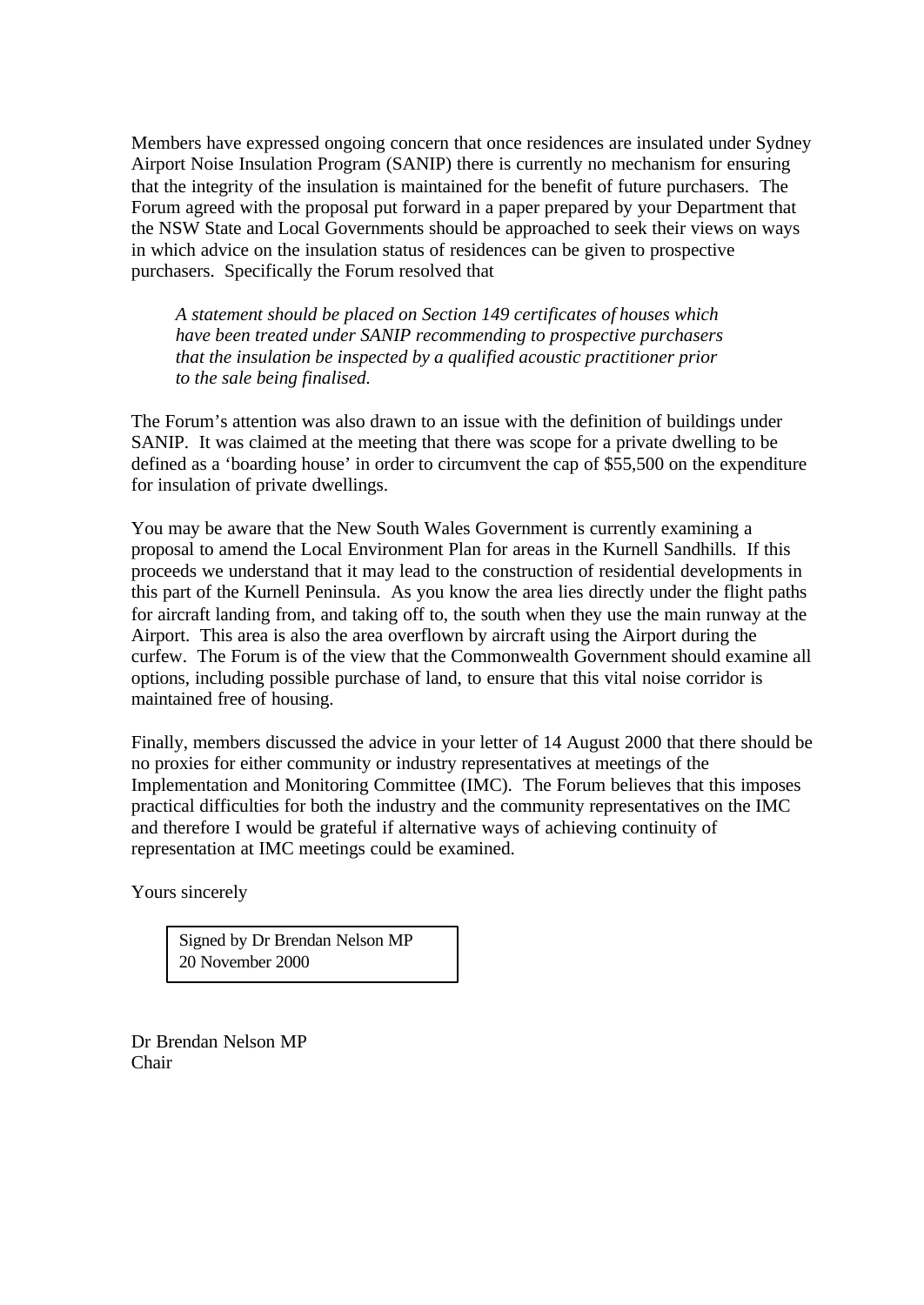Members have expressed ongoing concern that once residences are insulated under Sydney Airport Noise Insulation Program (SANIP) there is currently no mechanism for ensuring that the integrity of the insulation is maintained for the benefit of future purchasers. The Forum agreed with the proposal put forward in a paper prepared by your Department that the NSW State and Local Governments should be approached to seek their views on ways in which advice on the insulation status of residences can be given to prospective purchasers. Specifically the Forum resolved that

> *A statement should be placed on Section 149 certificates of houses which have been treated under SANIP recommending to prospective purchasers that the insulation be inspected by a qualified acoustic practitioner prior to the sale being finalised.*

The Forum's attention was also drawn to an issue with the definition of buildings under SANIP. It was claimed at the meeting that there was scope for a private dwelling to be defined as a 'boarding house' in order to circumvent the cap of $55,500 on the expenditure for insulation of private dwellings.

You may be aware that the New South Wales Government is currently examining a proposal to amend the Local Environment Plan for areas in the Kurnell Sandhills. If this proceeds we understand that it may lead to the construction of residential developments in this part of the Kurnell Peninsula. As you know the area lies directly under the flight paths for aircraft landing from, and taking off to, the south when they use the main runway at the Airport. This area is also the area overflown by aircraft using the Airport during the curfew. The Forum is of the view that the Commonwealth Government should examine all options, including possible purchase of land, to ensure that this vital noise corridor is maintained free of housing.

Finally, members discussed the advice in your letter of 14 August 2000 that there should be no proxies for either community or industry representatives at meetings of the Implementation and Monitoring Committee (IMC). The Forum believes that this imposes practical difficulties for both the industry and the community representatives on the IMC and therefore I would be grateful if alternative ways of achieving continuity of representation at IMC meetings could be examined.

Yours sincerely

Signed by Dr Brendan Nelson MP
20 November 2000

Dr Brendan Nelson MP
Chair